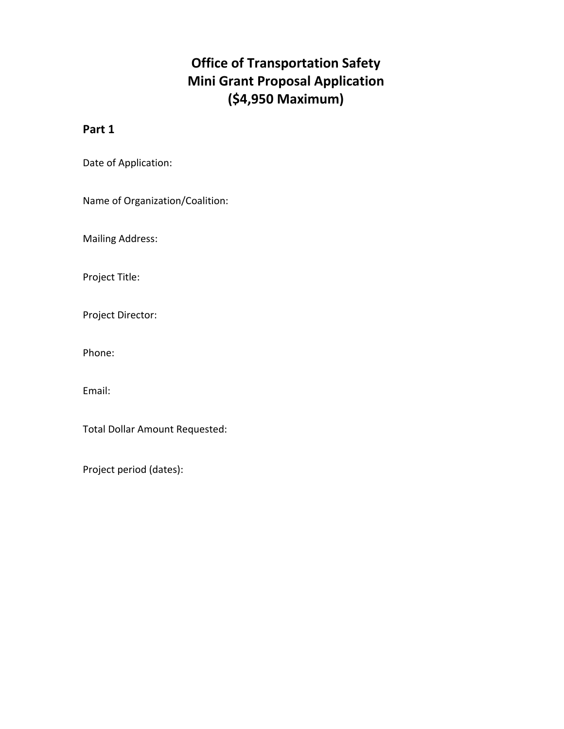# Office of Transportation Safety
# Mini Grant Proposal Application
# ($4,950 Maximum)

## Part 1

Date of Application:

Name of Organization/Coalition:

Mailing Address:

Project Title:

Project Director:

Phone:

Email:

Total Dollar Amount Requested:

Project period (dates):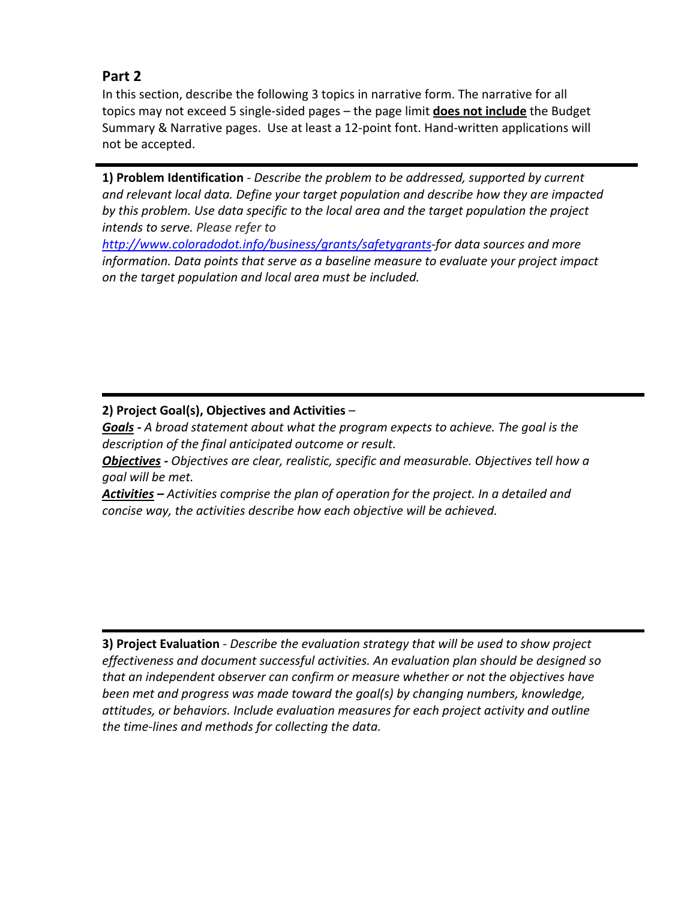## Part 2

In this section, describe the following 3 topics in narrative form. The narrative for all topics may not exceed 5 single-sided pages – the page limit **does not include** the Budget Summary & Narrative pages. Use at least a 12-point font. Hand-written applications will not be accepted.

---

**1) Problem Identification** - *Describe the problem to be addressed, supported by current and relevant local data. Define your target population and describe how they are impacted by this problem. Use data specific to the local area and the target population the project intends to serve. Please refer to [http://www.coloradodot.info/business/grants/safetygrants](http://www.coloradodot.info/business/grants/safetygrants)-for data sources and more information. Data points that serve as a baseline measure to evaluate your project impact on the target population and local area must be included.*

---

**2) Project Goal(s), Objectives and Activities** –

***Goals*** **-** *A broad statement about what the program expects to achieve. The goal is the description of the final anticipated outcome or result.*

***Objectives*** **-** *Objectives are clear, realistic, specific and measurable. Objectives tell how a goal will be met.*

***Activities*** **–** *Activities comprise the plan of operation for the project. In a detailed and concise way, the activities describe how each objective will be achieved.*

---

**3) Project Evaluation** - *Describe the evaluation strategy that will be used to show project effectiveness and document successful activities. An evaluation plan should be designed so that an independent observer can confirm or measure whether or not the objectives have been met and progress was made toward the goal(s) by changing numbers, knowledge, attitudes, or behaviors. Include evaluation measures for each project activity and outline the time-lines and methods for collecting the data.*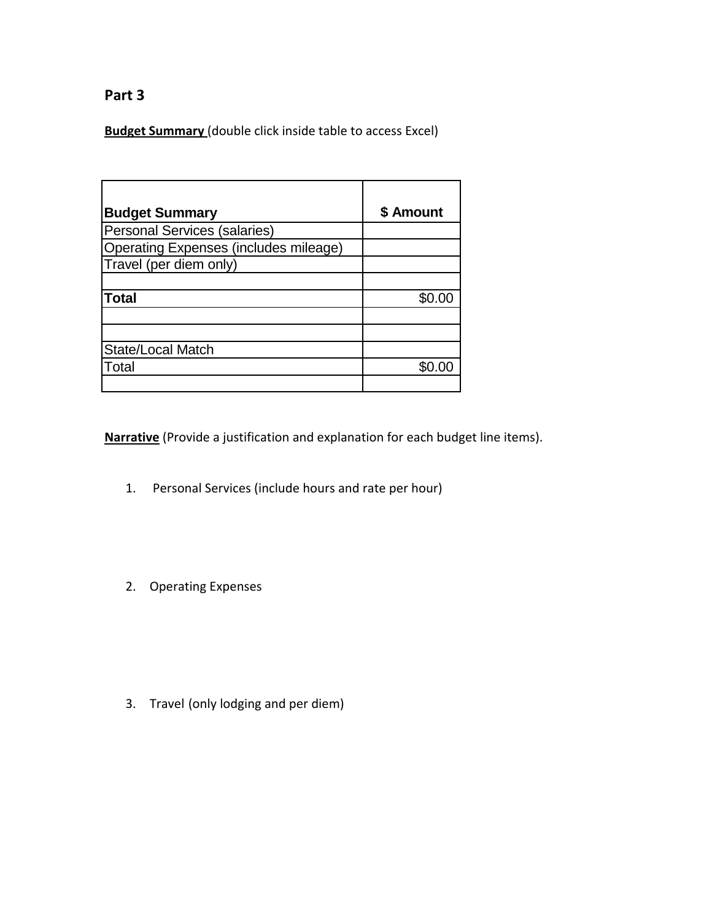## Part 3

**Budget Summary** (double click inside table to access Excel)

| **Budget Summary** | **$ Amount** |
|---|---|
| Personal Services (salaries) | |
| Operating Expenses (includes mileage) | |
| Travel (per diem only) | |
| | |
| **Total** | $0.00 |
| | |
| | |
| State/Local Match | |
| Total | $0.00 |
| | |

**Narrative** (Provide a justification and explanation for each budget line items).

1. Personal Services (include hours and rate per hour)

2. Operating Expenses

3. Travel (only lodging and per diem)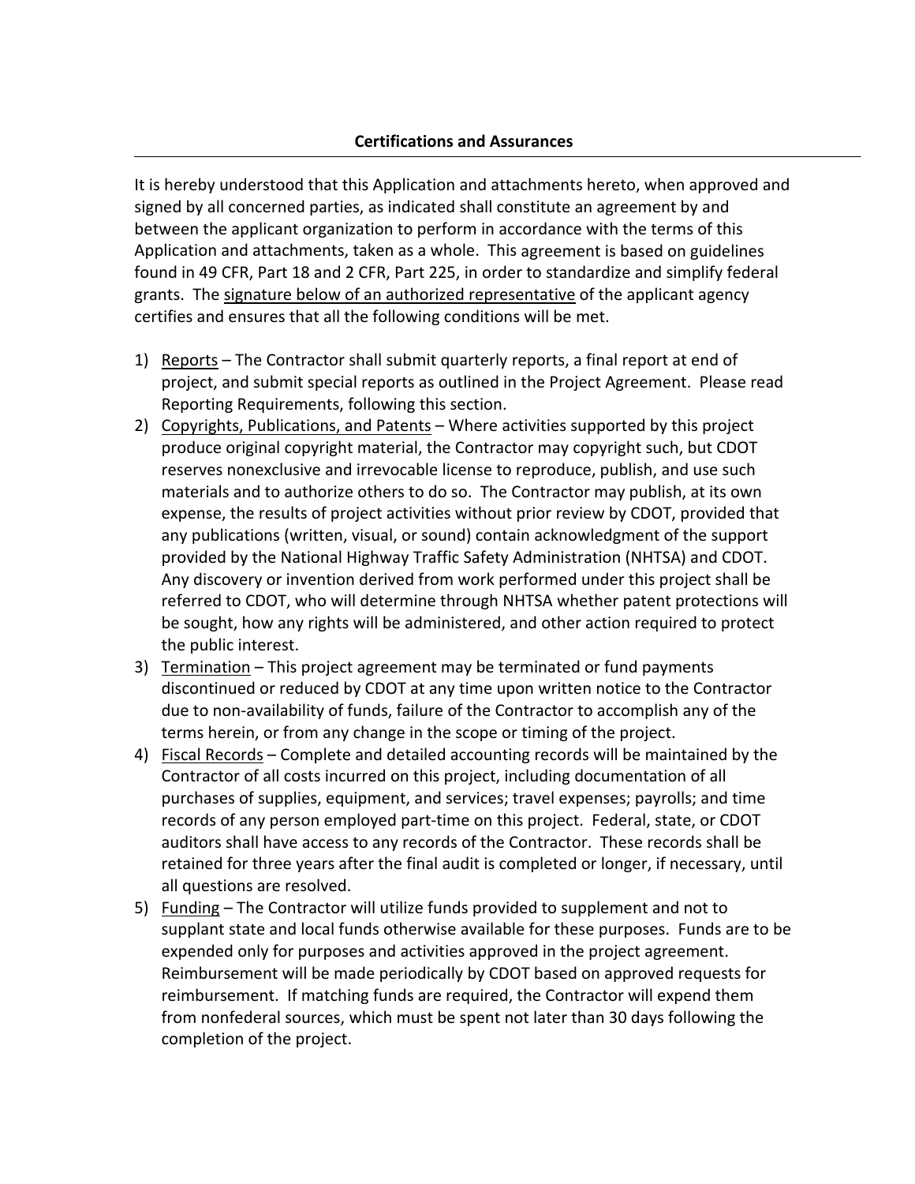## Certifications and Assurances

It is hereby understood that this Application and attachments hereto, when approved and signed by all concerned parties, as indicated shall constitute an agreement by and between the applicant organization to perform in accordance with the terms of this Application and attachments, taken as a whole. This agreement is based on guidelines found in 49 CFR, Part 18 and 2 CFR, Part 225, in order to standardize and simplify federal grants. The <u>signature below of an authorized representative</u> of the applicant agency certifies and ensures that all the following conditions will be met.

1) <u>Reports</u> – The Contractor shall submit quarterly reports, a final report at end of project, and submit special reports as outlined in the Project Agreement. Please read Reporting Requirements, following this section.
2) <u>Copyrights, Publications, and Patents</u> – Where activities supported by this project produce original copyright material, the Contractor may copyright such, but CDOT reserves nonexclusive and irrevocable license to reproduce, publish, and use such materials and to authorize others to do so. The Contractor may publish, at its own expense, the results of project activities without prior review by CDOT, provided that any publications (written, visual, or sound) contain acknowledgment of the support provided by the National Highway Traffic Safety Administration (NHTSA) and CDOT. Any discovery or invention derived from work performed under this project shall be referred to CDOT, who will determine through NHTSA whether patent protections will be sought, how any rights will be administered, and other action required to protect the public interest.
3) <u>Termination</u> – This project agreement may be terminated or fund payments discontinued or reduced by CDOT at any time upon written notice to the Contractor due to non-availability of funds, failure of the Contractor to accomplish any of the terms herein, or from any change in the scope or timing of the project.
4) <u>Fiscal Records</u> – Complete and detailed accounting records will be maintained by the Contractor of all costs incurred on this project, including documentation of all purchases of supplies, equipment, and services; travel expenses; payrolls; and time records of any person employed part-time on this project. Federal, state, or CDOT auditors shall have access to any records of the Contractor. These records shall be retained for three years after the final audit is completed or longer, if necessary, until all questions are resolved.
5) <u>Funding</u> – The Contractor will utilize funds provided to supplement and not to supplant state and local funds otherwise available for these purposes. Funds are to be expended only for purposes and activities approved in the project agreement. Reimbursement will be made periodically by CDOT based on approved requests for reimbursement. If matching funds are required, the Contractor will expend them from nonfederal sources, which must be spent not later than 30 days following the completion of the project.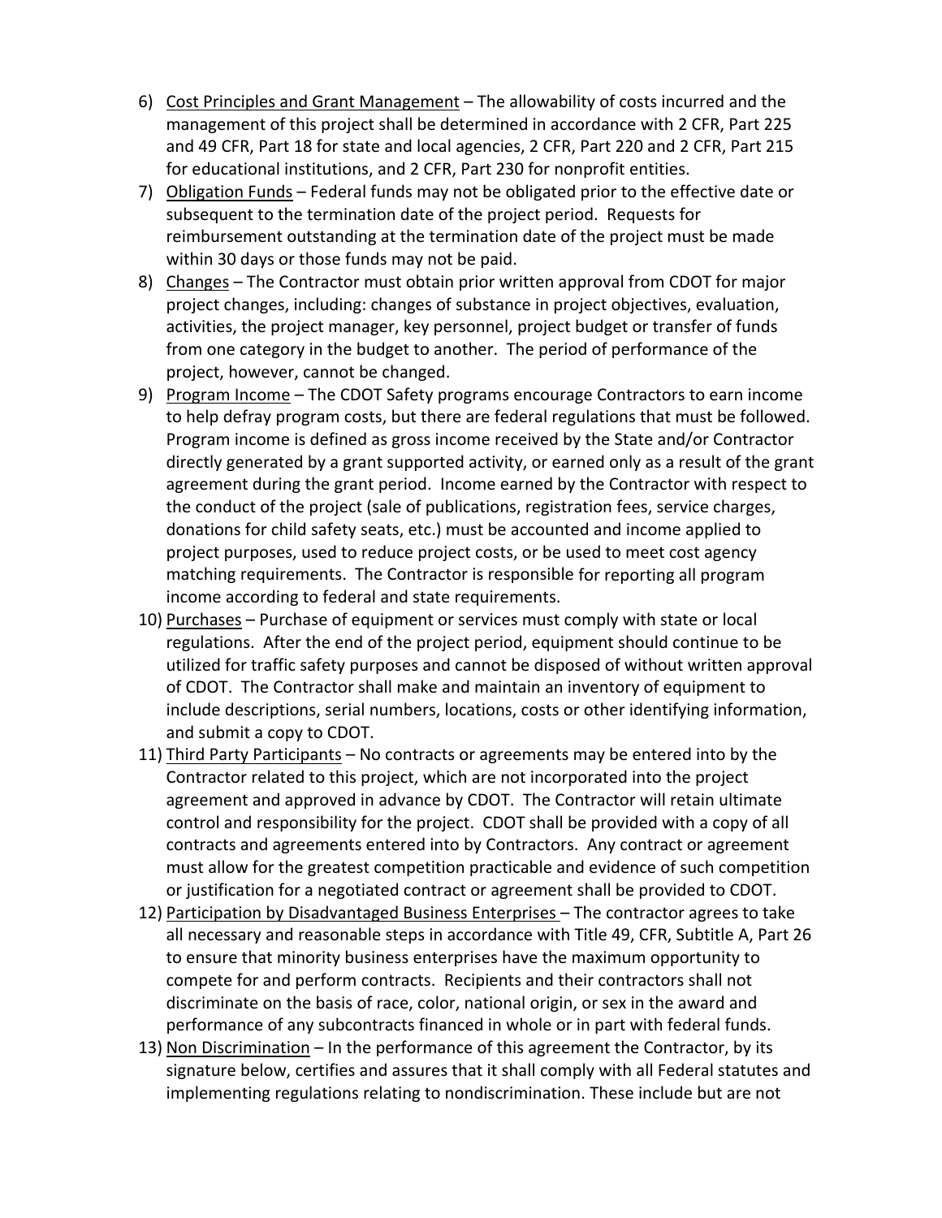6) Cost Principles and Grant Management – The allowability of costs incurred and the management of this project shall be determined in accordance with 2 CFR, Part 225 and 49 CFR, Part 18 for state and local agencies, 2 CFR, Part 220 and 2 CFR, Part 215 for educational institutions, and 2 CFR, Part 230 for nonprofit entities.
7) Obligation Funds – Federal funds may not be obligated prior to the effective date or subsequent to the termination date of the project period. Requests for reimbursement outstanding at the termination date of the project must be made within 30 days or those funds may not be paid.
8) Changes – The Contractor must obtain prior written approval from CDOT for major project changes, including: changes of substance in project objectives, evaluation, activities, the project manager, key personnel, project budget or transfer of funds from one category in the budget to another. The period of performance of the project, however, cannot be changed.
9) Program Income – The CDOT Safety programs encourage Contractors to earn income to help defray program costs, but there are federal regulations that must be followed. Program income is defined as gross income received by the State and/or Contractor directly generated by a grant supported activity, or earned only as a result of the grant agreement during the grant period. Income earned by the Contractor with respect to the conduct of the project (sale of publications, registration fees, service charges, donations for child safety seats, etc.) must be accounted and income applied to project purposes, used to reduce project costs, or be used to meet cost agency matching requirements. The Contractor is responsible for reporting all program income according to federal and state requirements.
10) Purchases – Purchase of equipment or services must comply with state or local regulations. After the end of the project period, equipment should continue to be utilized for traffic safety purposes and cannot be disposed of without written approval of CDOT. The Contractor shall make and maintain an inventory of equipment to include descriptions, serial numbers, locations, costs or other identifying information, and submit a copy to CDOT.
11) Third Party Participants – No contracts or agreements may be entered into by the Contractor related to this project, which are not incorporated into the project agreement and approved in advance by CDOT. The Contractor will retain ultimate control and responsibility for the project. CDOT shall be provided with a copy of all contracts and agreements entered into by Contractors. Any contract or agreement must allow for the greatest competition practicable and evidence of such competition or justification for a negotiated contract or agreement shall be provided to CDOT.
12) Participation by Disadvantaged Business Enterprises – The contractor agrees to take all necessary and reasonable steps in accordance with Title 49, CFR, Subtitle A, Part 26 to ensure that minority business enterprises have the maximum opportunity to compete for and perform contracts. Recipients and their contractors shall not discriminate on the basis of race, color, national origin, or sex in the award and performance of any subcontracts financed in whole or in part with federal funds.
13) Non Discrimination – In the performance of this agreement the Contractor, by its signature below, certifies and assures that it shall comply with all Federal statutes and implementing regulations relating to nondiscrimination. These include but are not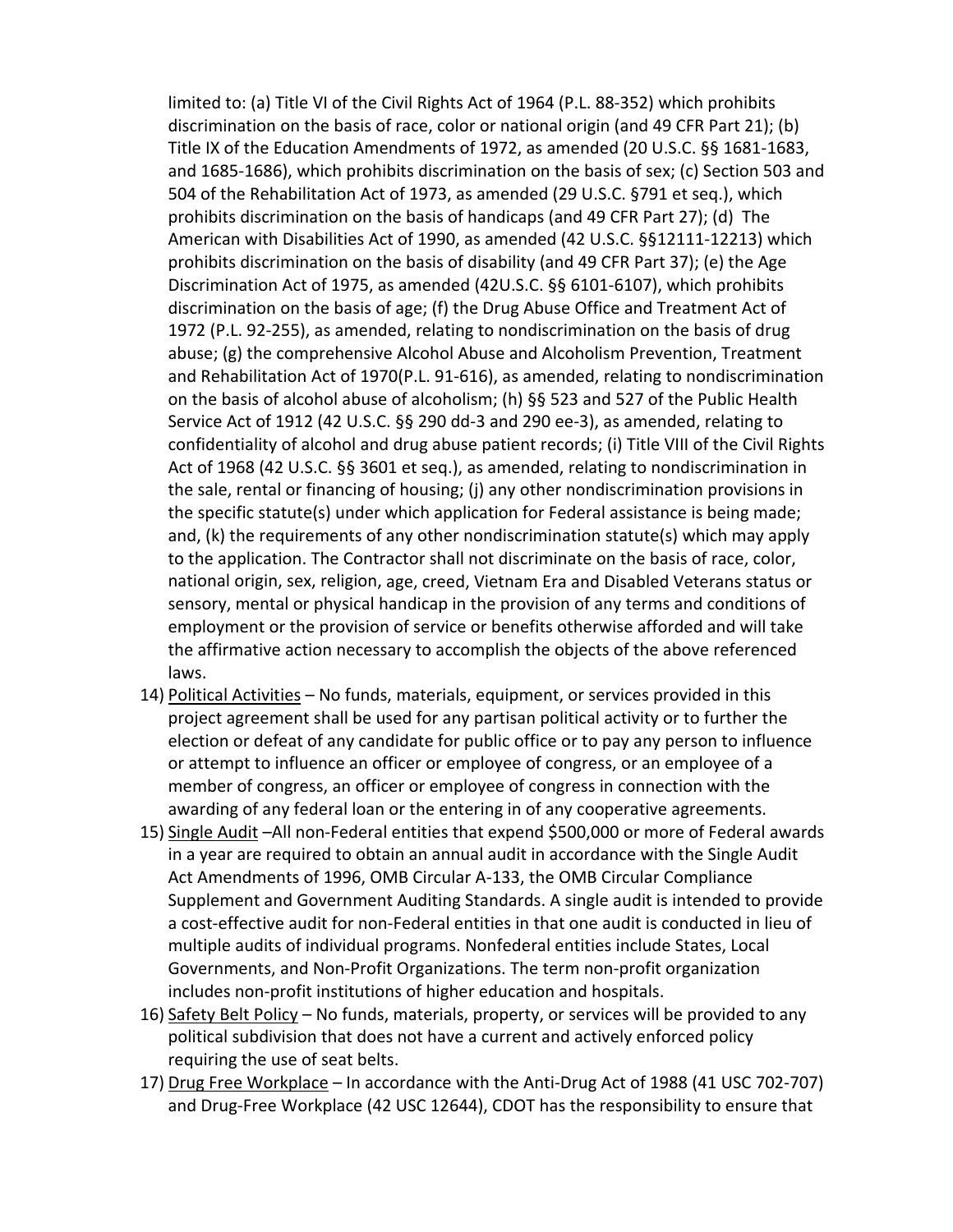limited to: (a) Title VI of the Civil Rights Act of 1964 (P.L. 88-352) which prohibits discrimination on the basis of race, color or national origin (and 49 CFR Part 21); (b) Title IX of the Education Amendments of 1972, as amended (20 U.S.C. §§ 1681-1683, and 1685-1686), which prohibits discrimination on the basis of sex; (c) Section 503 and 504 of the Rehabilitation Act of 1973, as amended (29 U.S.C. §791 et seq.), which prohibits discrimination on the basis of handicaps (and 49 CFR Part 27); (d) The American with Disabilities Act of 1990, as amended (42 U.S.C. §§12111-12213) which prohibits discrimination on the basis of disability (and 49 CFR Part 37); (e) the Age Discrimination Act of 1975, as amended (42U.S.C. §§ 6101-6107), which prohibits discrimination on the basis of age; (f) the Drug Abuse Office and Treatment Act of 1972 (P.L. 92-255), as amended, relating to nondiscrimination on the basis of drug abuse; (g) the comprehensive Alcohol Abuse and Alcoholism Prevention, Treatment and Rehabilitation Act of 1970(P.L. 91-616), as amended, relating to nondiscrimination on the basis of alcohol abuse of alcoholism; (h) §§ 523 and 527 of the Public Health Service Act of 1912 (42 U.S.C. §§ 290 dd-3 and 290 ee-3), as amended, relating to confidentiality of alcohol and drug abuse patient records; (i) Title VIII of the Civil Rights Act of 1968 (42 U.S.C. §§ 3601 et seq.), as amended, relating to nondiscrimination in the sale, rental or financing of housing; (j) any other nondiscrimination provisions in the specific statute(s) under which application for Federal assistance is being made; and, (k) the requirements of any other nondiscrimination statute(s) which may apply to the application. The Contractor shall not discriminate on the basis of race, color, national origin, sex, religion, age, creed, Vietnam Era and Disabled Veterans status or sensory, mental or physical handicap in the provision of any terms and conditions of employment or the provision of service or benefits otherwise afforded and will take the affirmative action necessary to accomplish the objects of the above referenced laws.

14) Political Activities – No funds, materials, equipment, or services provided in this project agreement shall be used for any partisan political activity or to further the election or defeat of any candidate for public office or to pay any person to influence or attempt to influence an officer or employee of congress, or an employee of a member of congress, an officer or employee of congress in connection with the awarding of any federal loan or the entering in of any cooperative agreements.
15) Single Audit –All non-Federal entities that expend $500,000 or more of Federal awards in a year are required to obtain an annual audit in accordance with the Single Audit Act Amendments of 1996, OMB Circular A-133, the OMB Circular Compliance Supplement and Government Auditing Standards. A single audit is intended to provide a cost-effective audit for non-Federal entities in that one audit is conducted in lieu of multiple audits of individual programs. Nonfederal entities include States, Local Governments, and Non-Profit Organizations. The term non-profit organization includes non-profit institutions of higher education and hospitals.
16) Safety Belt Policy – No funds, materials, property, or services will be provided to any political subdivision that does not have a current and actively enforced policy requiring the use of seat belts.
17) Drug Free Workplace – In accordance with the Anti-Drug Act of 1988 (41 USC 702-707) and Drug-Free Workplace (42 USC 12644), CDOT has the responsibility to ensure that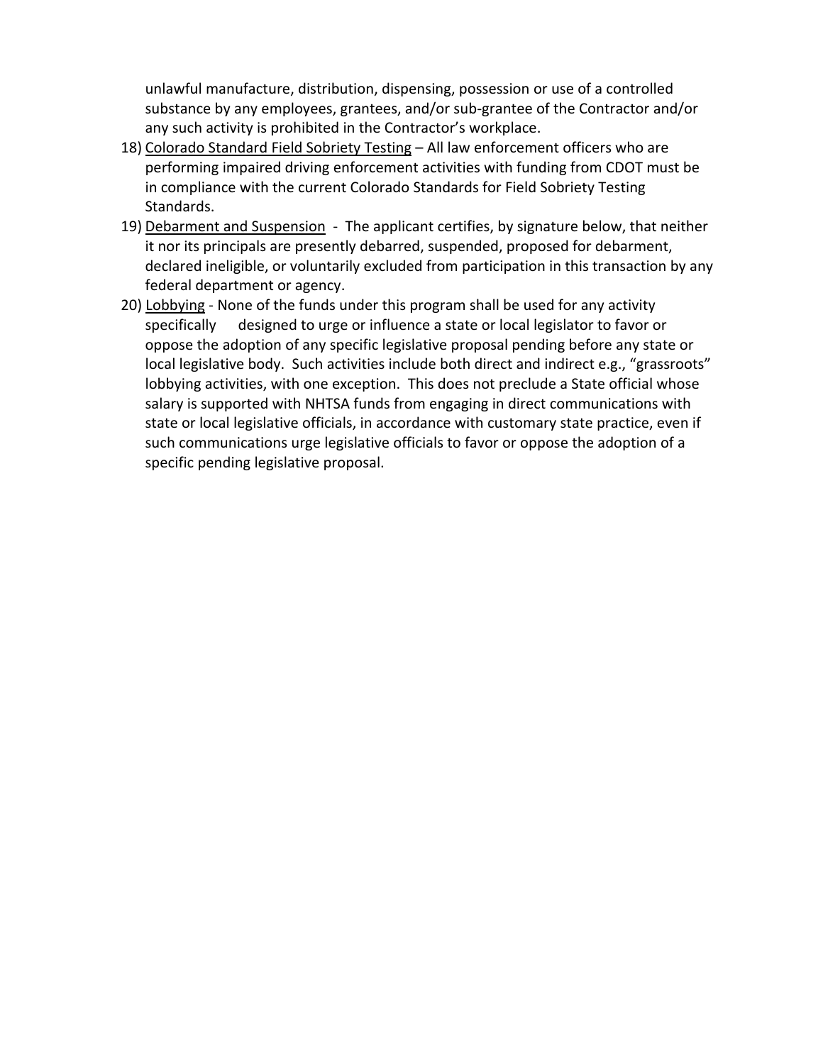unlawful manufacture, distribution, dispensing, possession or use of a controlled substance by any employees, grantees, and/or sub-grantee of the Contractor and/or any such activity is prohibited in the Contractor's workplace.

18) <u>Colorado Standard Field Sobriety Testing</u> – All law enforcement officers who are performing impaired driving enforcement activities with funding from CDOT must be in compliance with the current Colorado Standards for Field Sobriety Testing Standards.
19) <u>Debarment and Suspension</u> - The applicant certifies, by signature below, that neither it nor its principals are presently debarred, suspended, proposed for debarment, declared ineligible, or voluntarily excluded from participation in this transaction by any federal department or agency.
20) <u>Lobbying</u> - None of the funds under this program shall be used for any activity specifically designed to urge or influence a state or local legislator to favor or oppose the adoption of any specific legislative proposal pending before any state or local legislative body. Such activities include both direct and indirect e.g., "grassroots" lobbying activities, with one exception. This does not preclude a State official whose salary is supported with NHTSA funds from engaging in direct communications with state or local legislative officials, in accordance with customary state practice, even if such communications urge legislative officials to favor or oppose the adoption of a specific pending legislative proposal.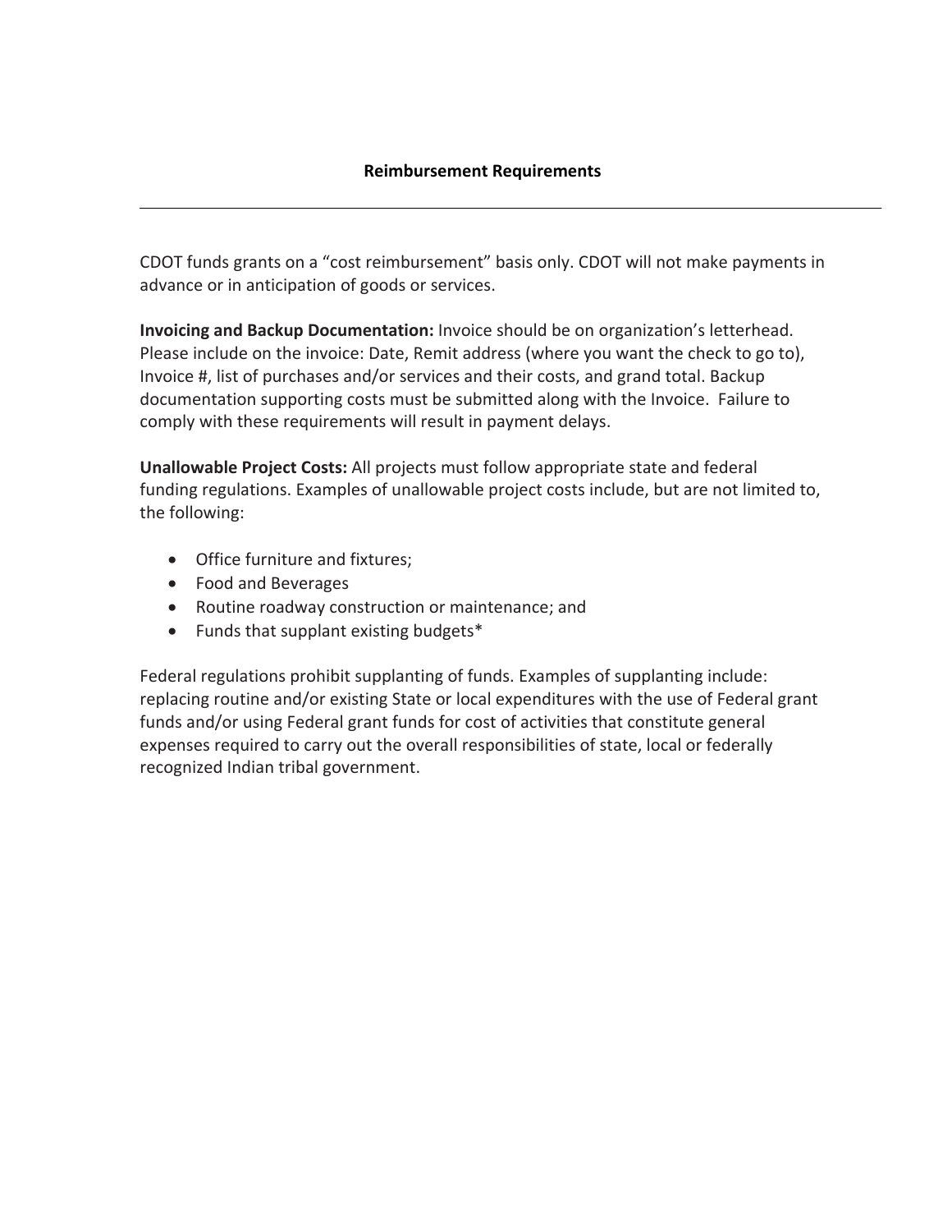## Reimbursement Requirements

---

CDOT funds grants on a "cost reimbursement" basis only. CDOT will not make payments in advance or in anticipation of goods or services.

**Invoicing and Backup Documentation:** Invoice should be on organization's letterhead. Please include on the invoice: Date, Remit address (where you want the check to go to), Invoice #, list of purchases and/or services and their costs, and grand total. Backup documentation supporting costs must be submitted along with the Invoice. Failure to comply with these requirements will result in payment delays.

**Unallowable Project Costs:** All projects must follow appropriate state and federal funding regulations. Examples of unallowable project costs include, but are not limited to, the following:

- Office furniture and fixtures;
- Food and Beverages
- Routine roadway construction or maintenance; and
- Funds that supplant existing budgets*

Federal regulations prohibit supplanting of funds. Examples of supplanting include: replacing routine and/or existing State or local expenditures with the use of Federal grant funds and/or using Federal grant funds for cost of activities that constitute general expenses required to carry out the overall responsibilities of state, local or federally recognized Indian tribal government.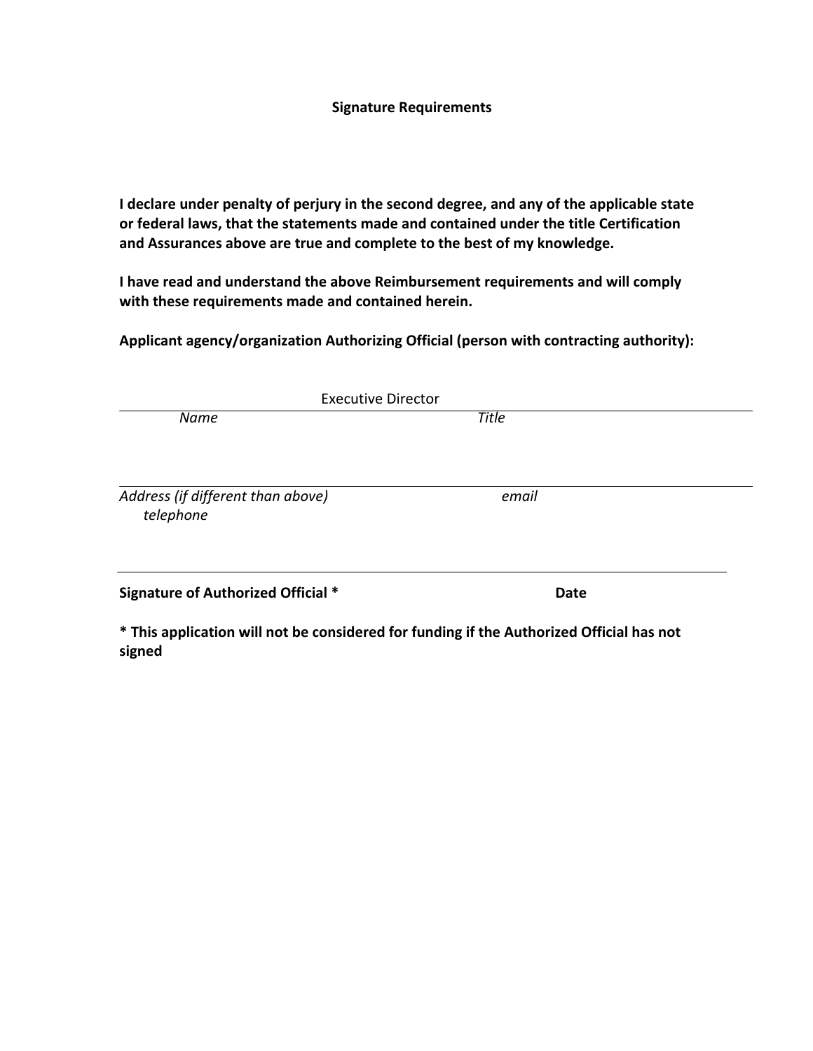**Signature Requirements**

**I declare under penalty of perjury in the second degree, and any of the applicable state or federal laws, that the statements made and contained under the title Certification and Assurances above are true and complete to the best of my knowledge.**

**I have read and understand the above Reimbursement requirements and will comply with these requirements made and contained herein.**

**Applicant agency/organization Authorizing Official (person with contracting authority):**

Executive Director

*Name* *Title*

*Address (if different than above)* *email* *telephone*

**Signature of Authorized Official *** **Date**

*** This application will not be considered for funding if the Authorized Official has not signed**